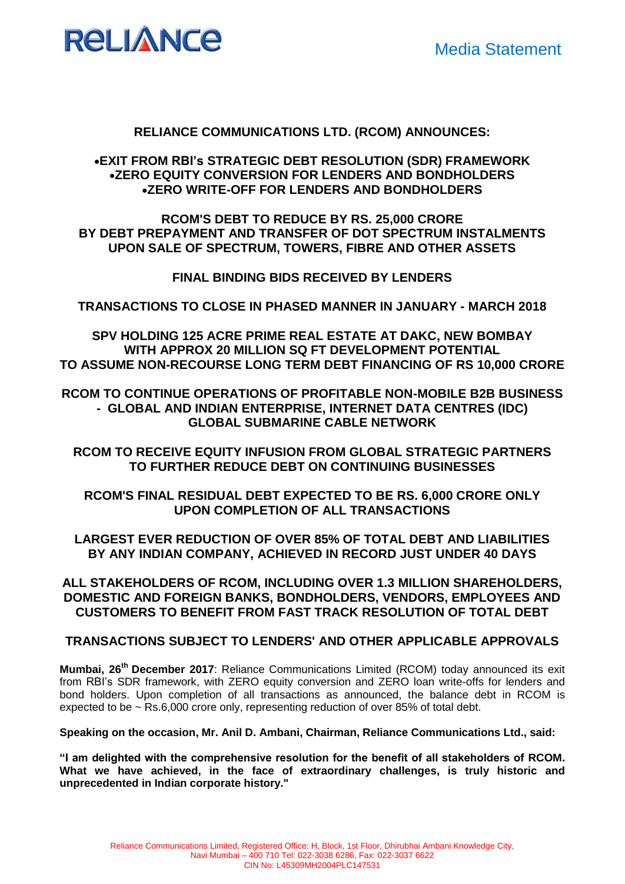RELIANCE

Media Statement

**RELIANCE COMMUNICATIONS LTD. (RCOM) ANNOUNCES:**

- **EXIT FROM RBI's STRATEGIC DEBT RESOLUTION (SDR) FRAMEWORK**
- **ZERO EQUITY CONVERSION FOR LENDERS AND BONDHOLDERS**
- **ZERO WRITE-OFF FOR LENDERS AND BONDHOLDERS**

**RCOM'S DEBT TO REDUCE BY RS. 25,000 CRORE BY DEBT PREPAYMENT AND TRANSFER OF DOT SPECTRUM INSTALMENTS UPON SALE OF SPECTRUM, TOWERS, FIBRE AND OTHER ASSETS**

**FINAL BINDING BIDS RECEIVED BY LENDERS**

**TRANSACTIONS TO CLOSE IN PHASED MANNER IN JANUARY - MARCH 2018**

**SPV HOLDING 125 ACRE PRIME REAL ESTATE AT DAKC, NEW BOMBAY WITH APPROX 20 MILLION SQ FT DEVELOPMENT POTENTIAL TO ASSUME NON-RECOURSE LONG TERM DEBT FINANCING OF RS 10,000 CRORE**

**RCOM TO CONTINUE OPERATIONS OF PROFITABLE NON-MOBILE B2B BUSINESS - GLOBAL AND INDIAN ENTERPRISE, INTERNET DATA CENTRES (IDC) GLOBAL SUBMARINE CABLE NETWORK**

**RCOM TO RECEIVE EQUITY INFUSION FROM GLOBAL STRATEGIC PARTNERS TO FURTHER REDUCE DEBT ON CONTINUING BUSINESSES**

**RCOM'S FINAL RESIDUAL DEBT EXPECTED TO BE RS. 6,000 CRORE ONLY UPON COMPLETION OF ALL TRANSACTIONS**

**LARGEST EVER REDUCTION OF OVER 85% OF TOTAL DEBT AND LIABILITIES BY ANY INDIAN COMPANY, ACHIEVED IN RECORD JUST UNDER 40 DAYS**

**ALL STAKEHOLDERS OF RCOM, INCLUDING OVER 1.3 MILLION SHAREHOLDERS, DOMESTIC AND FOREIGN BANKS, BONDHOLDERS, VENDORS, EMPLOYEES AND CUSTOMERS TO BENEFIT FROM FAST TRACK RESOLUTION OF TOTAL DEBT**

**TRANSACTIONS SUBJECT TO LENDERS' AND OTHER APPLICABLE APPROVALS**

**Mumbai, 26th December 2017**: Reliance Communications Limited (RCOM) today announced its exit from RBI's SDR framework, with ZERO equity conversion and ZERO loan write-offs for lenders and bond holders. Upon completion of all transactions as announced, the balance debt in RCOM is expected to be ~ Rs.6,000 crore only, representing reduction of over 85% of total debt.

**Speaking on the occasion, Mr. Anil D. Ambani, Chairman, Reliance Communications Ltd., said:**

**"I am delighted with the comprehensive resolution for the benefit of all stakeholders of RCOM. What we have achieved, in the face of extraordinary challenges, is truly historic and unprecedented in Indian corporate history."**

Reliance Communications Limited, Registered Office: H, Block, 1st Floor, Dhirubhai Ambani Knowledge City, Navi Mumbai – 400 710 Tel: 022-3038 6286, Fax: 022-3037 6622
CIN No: L45309MH2004PLC147531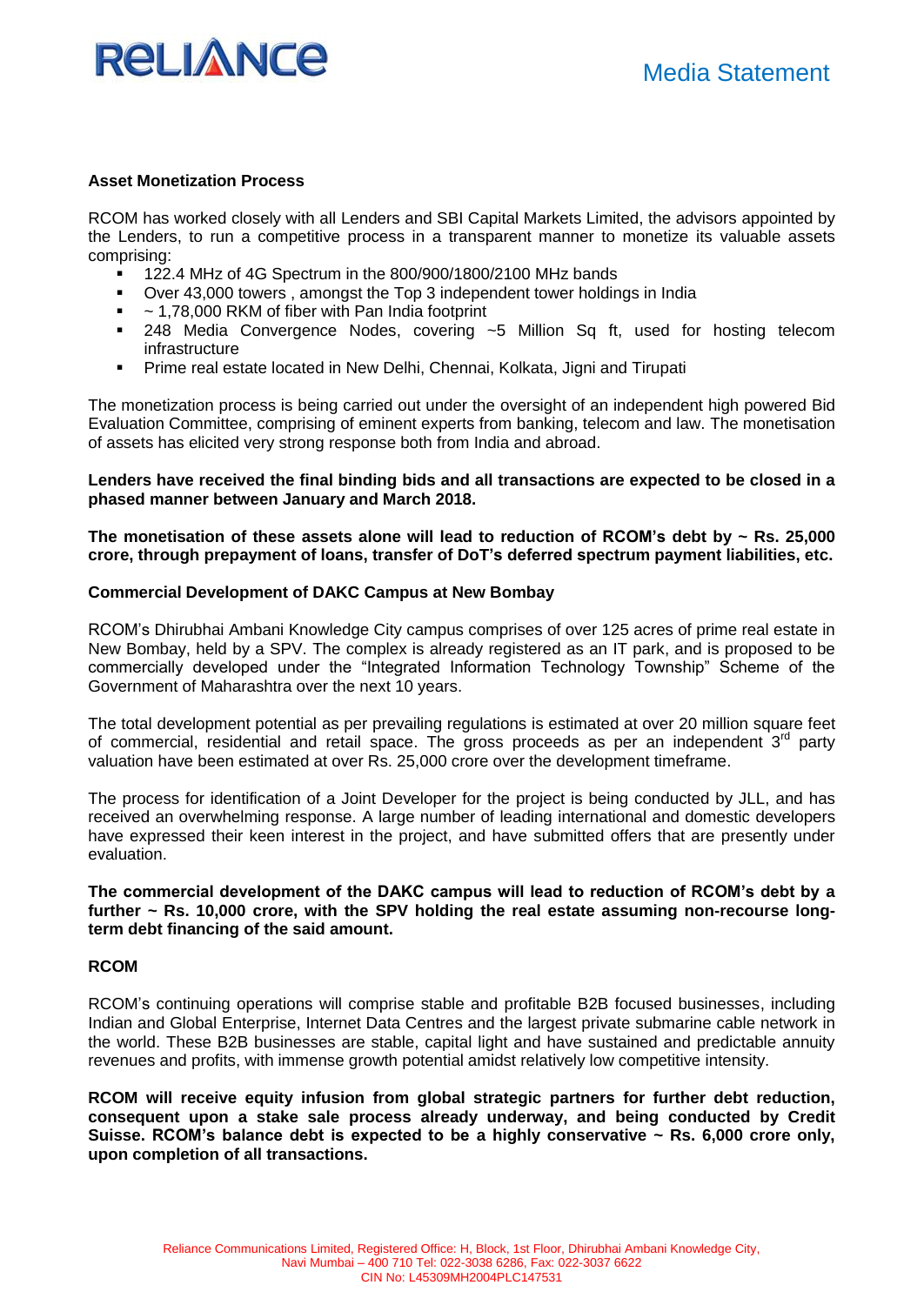**Asset Monetization Process**

RCOM has worked closely with all Lenders and SBI Capital Markets Limited, the advisors appointed by the Lenders, to run a competitive process in a transparent manner to monetize its valuable assets comprising:

- 122.4 MHz of 4G Spectrum in the 800/900/1800/2100 MHz bands
- Over 43,000 towers , amongst the Top 3 independent tower holdings in India
- ~ 1,78,000 RKM of fiber with Pan India footprint
- 248 Media Convergence Nodes, covering ~5 Million Sq ft, used for hosting telecom infrastructure
- Prime real estate located in New Delhi, Chennai, Kolkata, Jigni and Tirupati

The monetization process is being carried out under the oversight of an independent high powered Bid Evaluation Committee, comprising of eminent experts from banking, telecom and law. The monetisation of assets has elicited very strong response both from India and abroad.

**Lenders have received the final binding bids and all transactions are expected to be closed in a phased manner between January and March 2018.**

**The monetisation of these assets alone will lead to reduction of RCOM's debt by ~ Rs. 25,000 crore, through prepayment of loans, transfer of DoT's deferred spectrum payment liabilities, etc.**

**Commercial Development of DAKC Campus at New Bombay**

RCOM's Dhirubhai Ambani Knowledge City campus comprises of over 125 acres of prime real estate in New Bombay, held by a SPV. The complex is already registered as an IT park, and is proposed to be commercially developed under the "Integrated Information Technology Township" Scheme of the Government of Maharashtra over the next 10 years.

The total development potential as per prevailing regulations is estimated at over 20 million square feet of commercial, residential and retail space. The gross proceeds as per an independent 3rd party valuation have been estimated at over Rs. 25,000 crore over the development timeframe.

The process for identification of a Joint Developer for the project is being conducted by JLL, and has received an overwhelming response. A large number of leading international and domestic developers have expressed their keen interest in the project, and have submitted offers that are presently under evaluation.

**The commercial development of the DAKC campus will lead to reduction of RCOM's debt by a further ~ Rs. 10,000 crore, with the SPV holding the real estate assuming non-recourse long-term debt financing of the said amount.**

**RCOM**

RCOM's continuing operations will comprise stable and profitable B2B focused businesses, including Indian and Global Enterprise, Internet Data Centres and the largest private submarine cable network in the world. These B2B businesses are stable, capital light and have sustained and predictable annuity revenues and profits, with immense growth potential amidst relatively low competitive intensity.

**RCOM will receive equity infusion from global strategic partners for further debt reduction, consequent upon a stake sale process already underway, and being conducted by Credit Suisse. RCOM's balance debt is expected to be a highly conservative ~ Rs. 6,000 crore only, upon completion of all transactions.**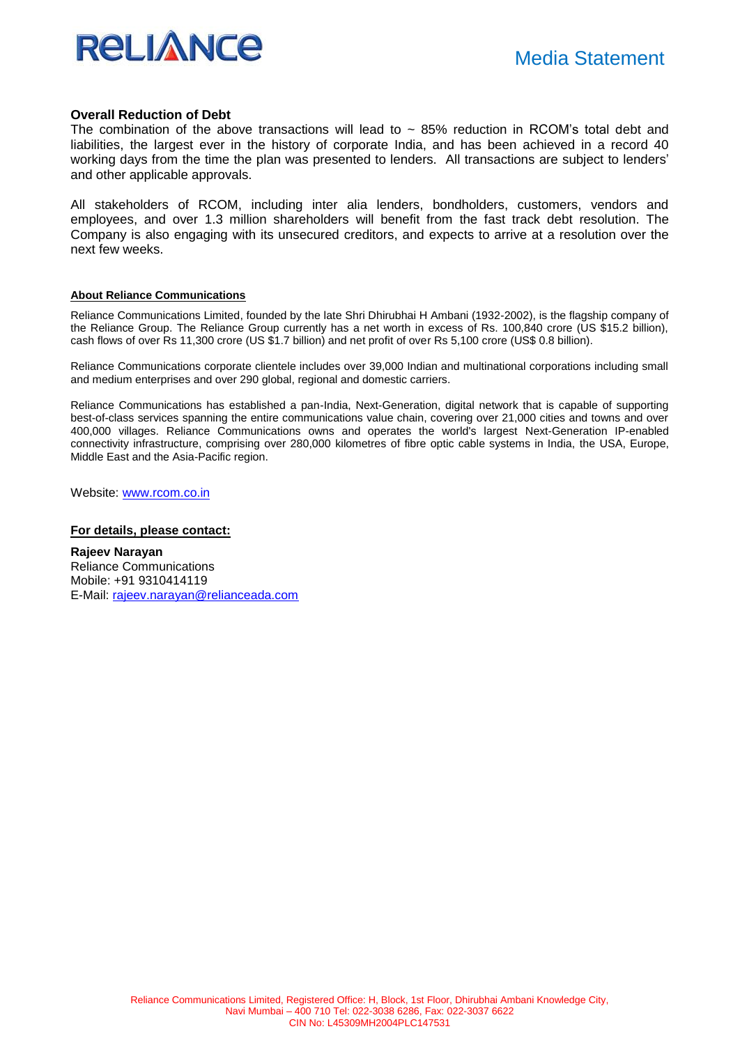**Overall Reduction of Debt**

The combination of the above transactions will lead to ~ 85% reduction in RCOM's total debt and liabilities, the largest ever in the history of corporate India, and has been achieved in a record 40 working days from the time the plan was presented to lenders. All transactions are subject to lenders' and other applicable approvals.

All stakeholders of RCOM, including inter alia lenders, bondholders, customers, vendors and employees, and over 1.3 million shareholders will benefit from the fast track debt resolution. The Company is also engaging with its unsecured creditors, and expects to arrive at a resolution over the next few weeks.

**About Reliance Communications**

Reliance Communications Limited, founded by the late Shri Dhirubhai H Ambani (1932-2002), is the flagship company of the Reliance Group. The Reliance Group currently has a net worth in excess of Rs. 100,840 crore (US $15.2 billion), cash flows of over Rs 11,300 crore (US $1.7 billion) and net profit of over Rs 5,100 crore (US$ 0.8 billion).

Reliance Communications corporate clientele includes over 39,000 Indian and multinational corporations including small and medium enterprises and over 290 global, regional and domestic carriers.

Reliance Communications has established a pan-India, Next-Generation, digital network that is capable of supporting best-of-class services spanning the entire communications value chain, covering over 21,000 cities and towns and over 400,000 villages. Reliance Communications owns and operates the world's largest Next-Generation IP-enabled connectivity infrastructure, comprising over 280,000 kilometres of fibre optic cable systems in India, the USA, Europe, Middle East and the Asia-Pacific region.

Website: www.rcom.co.in

**For details, please contact:**

**Rajeev Narayan**
Reliance Communications
Mobile: +91 9310414119
E-Mail: rajeev.narayan@relianceada.com

Reliance Communications Limited, Registered Office: H, Block, 1st Floor, Dhirubhai Ambani Knowledge City, Navi Mumbai – 400 710 Tel: 022-3038 6286, Fax: 022-3037 6622
CIN No: L45309MH2004PLC147531